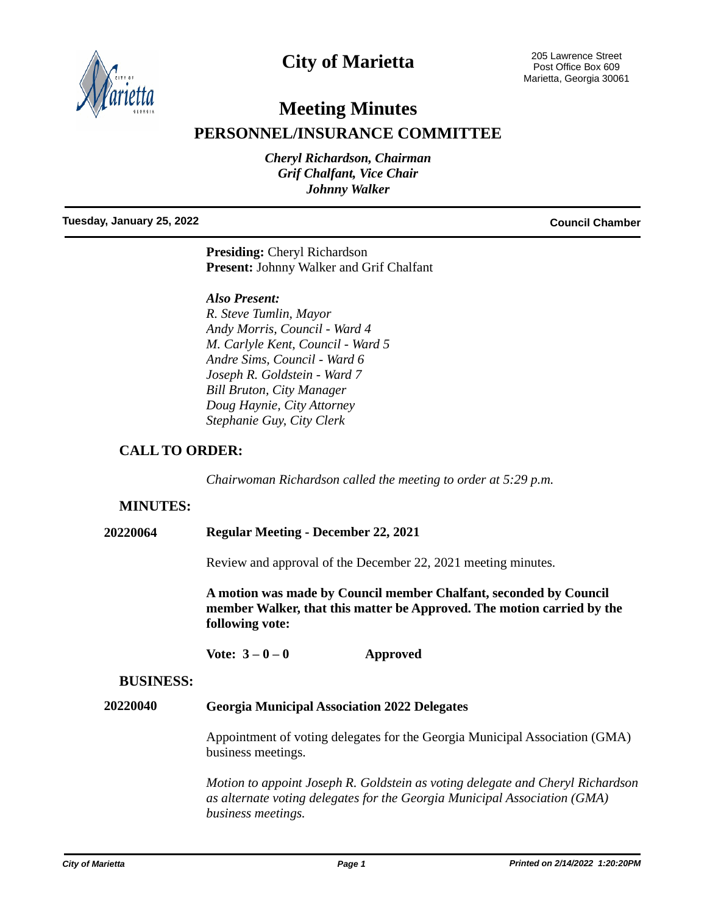# City of Marietta

205 Lawrence Street
Post Office Box 609
Marietta, Georgia 30061

# Meeting Minutes

## PERSONNEL/INSURANCE COMMITTEE

*Cheryl Richardson, Chairman*
*Grif Chalfant, Vice Chair*
*Johnny Walker*

**Tuesday, January 25, 2022** | **Council Chamber**

---

**Presiding:** Cheryl Richardson
**Present:** Johnny Walker and Grif Chalfant

***Also Present:***
*R. Steve Tumlin, Mayor*
*Andy Morris, Council - Ward 4*
*M. Carlyle Kent, Council - Ward 5*
*Andre Sims, Council - Ward 6*
*Joseph R. Goldstein - Ward 7*
*Bill Bruton, City Manager*
*Doug Haynie, City Attorney*
*Stephanie Guy, City Clerk*

### CALL TO ORDER:

*Chairwoman Richardson called the meeting to order at 5:29 p.m.*

### MINUTES:

**20220064** **Regular Meeting - December 22, 2021**

Review and approval of the December 22, 2021 meeting minutes.

**A motion was made by Council member Chalfant, seconded by Council member Walker, that this matter be Approved. The motion carried by the following vote:**

**Vote: 3 – 0 – 0** **Approved**

### BUSINESS:

**20220040** **Georgia Municipal Association 2022 Delegates**

Appointment of voting delegates for the Georgia Municipal Association (GMA) business meetings.

*Motion to appoint Joseph R. Goldstein as voting delegate and Cheryl Richardson as alternate voting delegates for the Georgia Municipal Association (GMA) business meetings.*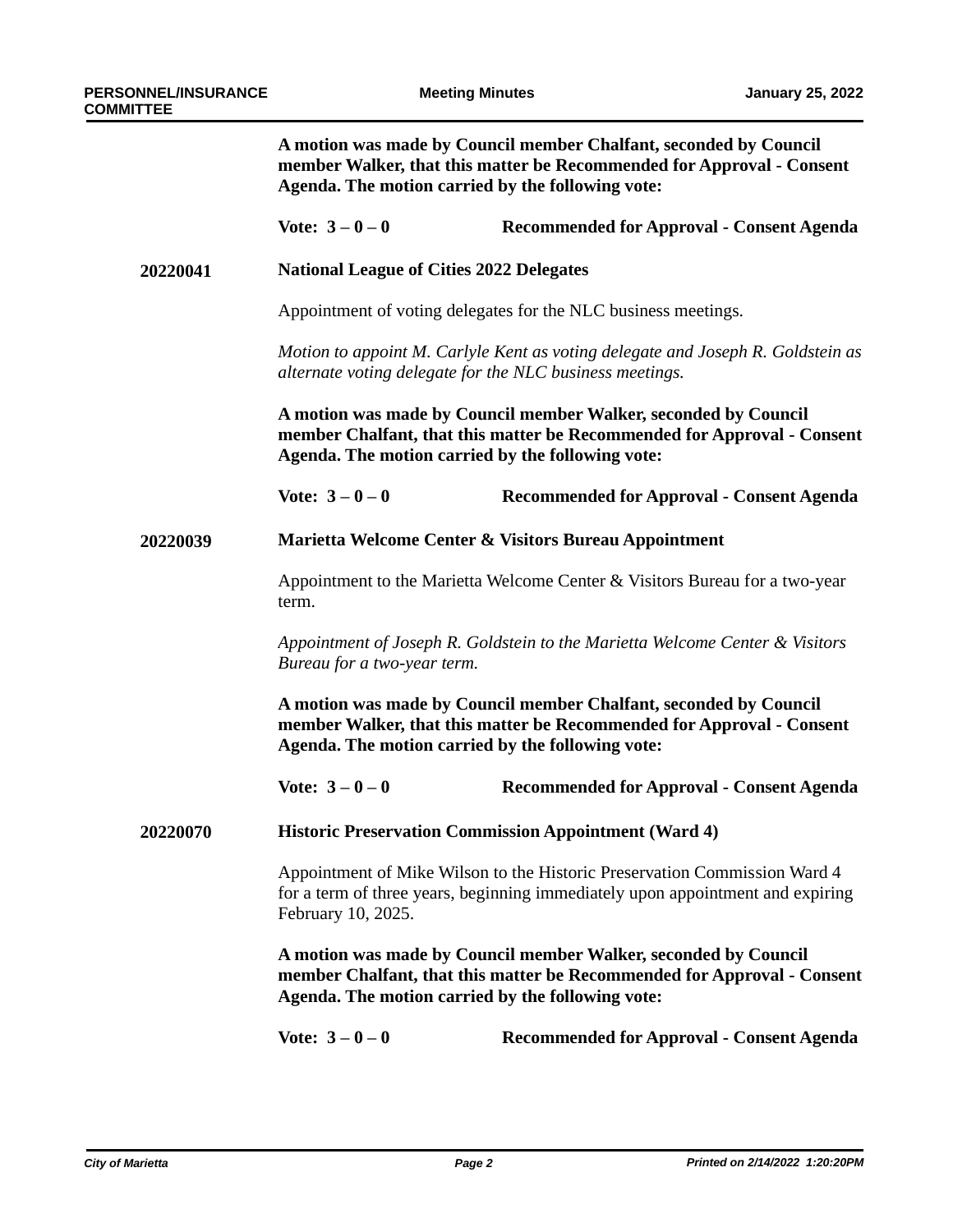**A motion was made by Council member Chalfant, seconded by Council member Walker, that this matter be Recommended for Approval - Consent Agenda. The motion carried by the following vote:**

**Vote: 3 – 0 – 0** **Recommended for Approval - Consent Agenda**

**20220041** **National League of Cities 2022 Delegates**

Appointment of voting delegates for the NLC business meetings.

*Motion to appoint M. Carlyle Kent as voting delegate and Joseph R. Goldstein as alternate voting delegate for the NLC business meetings.*

**A motion was made by Council member Walker, seconded by Council member Chalfant, that this matter be Recommended for Approval - Consent Agenda. The motion carried by the following vote:**

**Vote: 3 – 0 – 0** **Recommended for Approval - Consent Agenda**

**20220039** **Marietta Welcome Center & Visitors Bureau Appointment**

Appointment to the Marietta Welcome Center & Visitors Bureau for a two-year term.

*Appointment of Joseph R. Goldstein to the Marietta Welcome Center & Visitors Bureau for a two-year term.*

**A motion was made by Council member Chalfant, seconded by Council member Walker, that this matter be Recommended for Approval - Consent Agenda. The motion carried by the following vote:**

**Vote: 3 – 0 – 0** **Recommended for Approval - Consent Agenda**

**20220070** **Historic Preservation Commission Appointment (Ward 4)**

Appointment of Mike Wilson to the Historic Preservation Commission Ward 4 for a term of three years, beginning immediately upon appointment and expiring February 10, 2025.

**A motion was made by Council member Walker, seconded by Council member Chalfant, that this matter be Recommended for Approval - Consent Agenda. The motion carried by the following vote:**

**Vote: 3 – 0 – 0** **Recommended for Approval - Consent Agenda**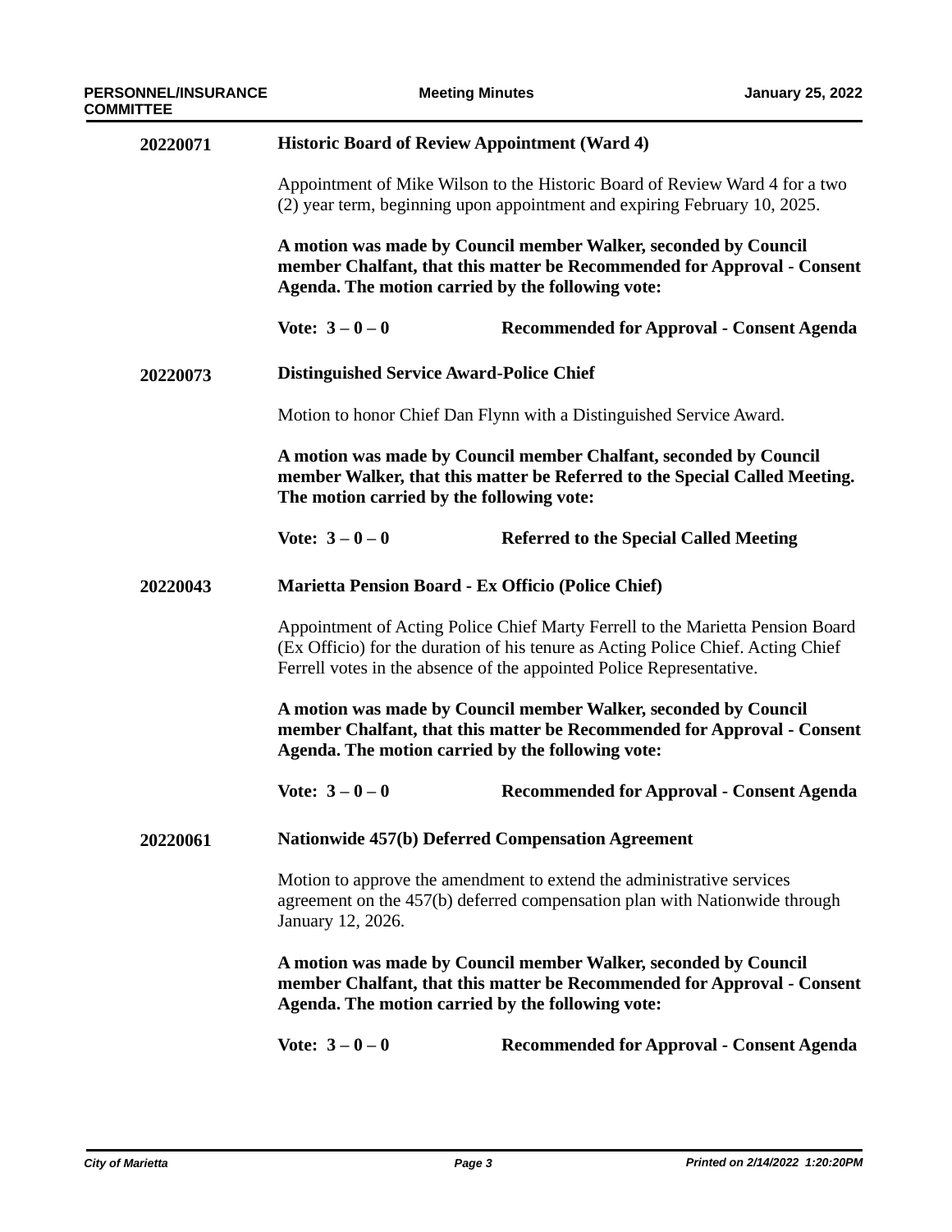**20220071** **Historic Board of Review Appointment (Ward 4)**

Appointment of Mike Wilson to the Historic Board of Review Ward 4 for a two (2) year term, beginning upon appointment and expiring February 10, 2025.

**A motion was made by Council member Walker, seconded by Council member Chalfant, that this matter be Recommended for Approval - Consent Agenda. The motion carried by the following vote:**

**Vote: 3 – 0 – 0** **Recommended for Approval - Consent Agenda**

**20220073** **Distinguished Service Award-Police Chief**

Motion to honor Chief Dan Flynn with a Distinguished Service Award.

**A motion was made by Council member Chalfant, seconded by Council member Walker, that this matter be Referred to the Special Called Meeting. The motion carried by the following vote:**

**Vote: 3 – 0 – 0** **Referred to the Special Called Meeting**

**20220043** **Marietta Pension Board - Ex Officio (Police Chief)**

Appointment of Acting Police Chief Marty Ferrell to the Marietta Pension Board (Ex Officio) for the duration of his tenure as Acting Police Chief. Acting Chief Ferrell votes in the absence of the appointed Police Representative.

**A motion was made by Council member Walker, seconded by Council member Chalfant, that this matter be Recommended for Approval - Consent Agenda. The motion carried by the following vote:**

**Vote: 3 – 0 – 0** **Recommended for Approval - Consent Agenda**

**20220061** **Nationwide 457(b) Deferred Compensation Agreement**

Motion to approve the amendment to extend the administrative services agreement on the 457(b) deferred compensation plan with Nationwide through January 12, 2026.

**A motion was made by Council member Walker, seconded by Council member Chalfant, that this matter be Recommended for Approval - Consent Agenda. The motion carried by the following vote:**

**Vote: 3 – 0 – 0** **Recommended for Approval - Consent Agenda**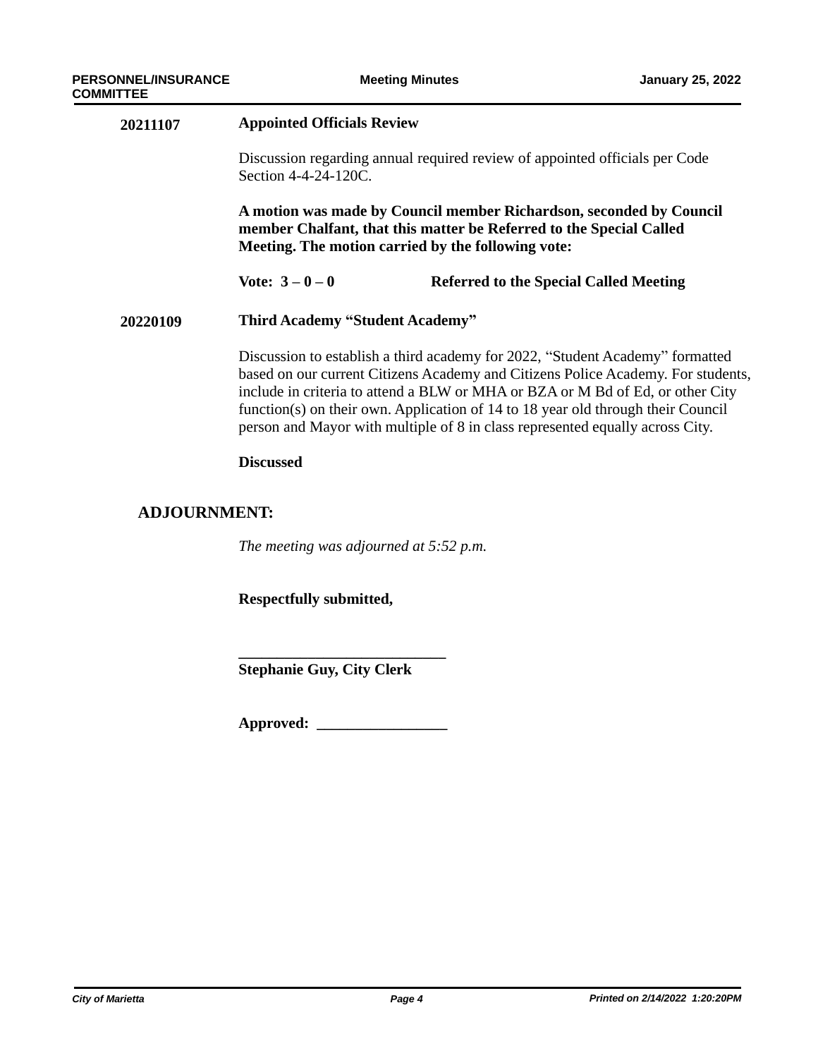**20211107** **Appointed Officials Review**

Discussion regarding annual required review of appointed officials per Code Section 4-4-24-120C.

**A motion was made by Council member Richardson, seconded by Council member Chalfant, that this matter be Referred to the Special Called Meeting. The motion carried by the following vote:**

**Vote: 3 – 0 – 0** **Referred to the Special Called Meeting**

**20220109** **Third Academy "Student Academy"**

Discussion to establish a third academy for 2022, "Student Academy" formatted based on our current Citizens Academy and Citizens Police Academy. For students, include in criteria to attend a BLW or MHA or BZA or M Bd of Ed, or other City function(s) on their own. Application of 14 to 18 year old through their Council person and Mayor with multiple of 8 in class represented equally across City.

**Discussed**

## ADJOURNMENT:

*The meeting was adjourned at 5:52 p.m.*

**Respectfully submitted,**

**___________________________**
**Stephanie Guy, City Clerk**

**Approved: _________________**